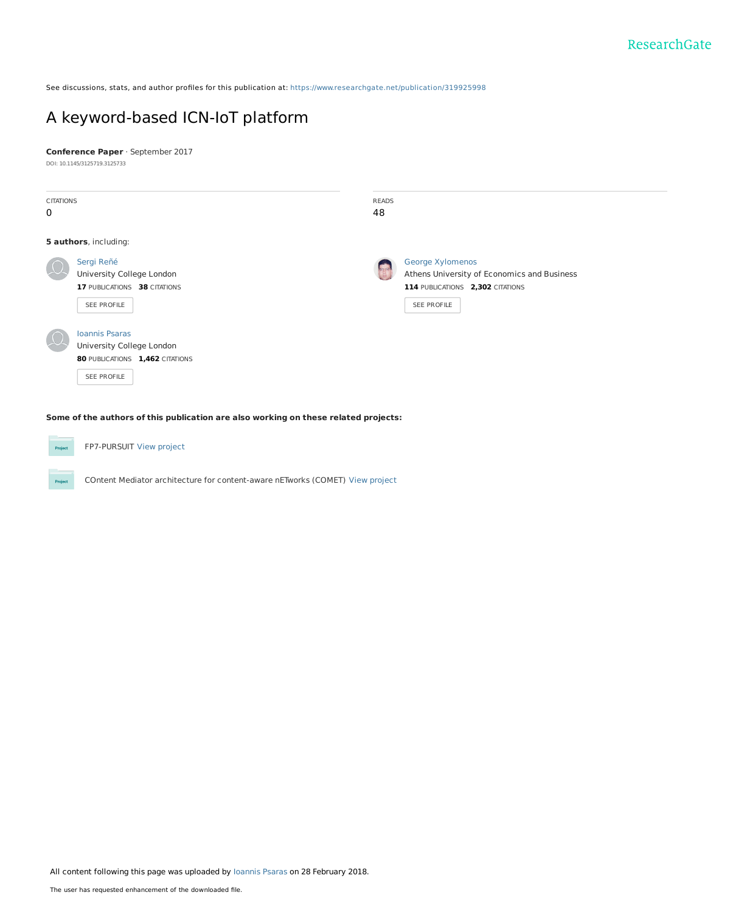See discussions, stats, and author profiles for this publication at: https://www.researchgate.net/publication/319925998

# A keyword-based ICN-IoT platform

**Conference Paper** · September 2017

DOI: 10.1145/3125719.3125733

CITATIONS
0

READS
48

**5 authors**, including:

Sergi Reñé
University College London
**17** PUBLICATIONS **38** CITATIONS
SEE PROFILE

George Xylomenos
Athens University of Economics and Business
**114** PUBLICATIONS **2,302** CITATIONS
SEE PROFILE

Ioannis Psaras
University College London
**80** PUBLICATIONS **1,462** CITATIONS
SEE PROFILE

**Some of the authors of this publication are also working on these related projects:**

FP7-PURSUIT View project

COntent Mediator architecture for content-aware nETworks (COMET) View project

All content following this page was uploaded by Ioannis Psaras on 28 February 2018.

The user has requested enhancement of the downloaded file.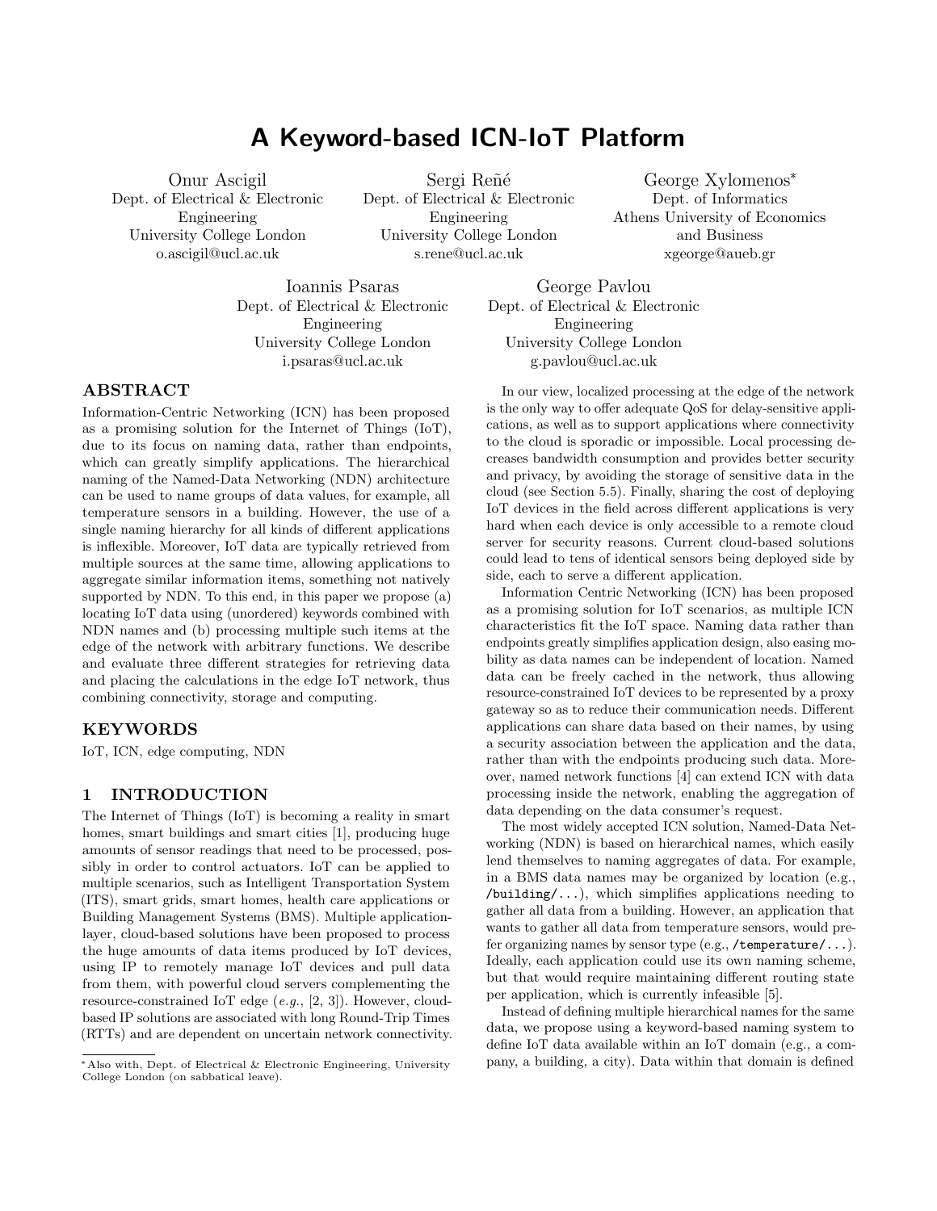# A Keyword-based ICN-IoT Platform

Onur Ascigil
Dept. of Electrical & Electronic Engineering
University College London
o.ascigil@ucl.ac.uk

Sergi Reñé
Dept. of Electrical & Electronic Engineering
University College London
s.rene@ucl.ac.uk

George Xylomenos[*]
Dept. of Informatics
Athens University of Economics and Business
xgeorge@aueb.gr

Ioannis Psaras
Dept. of Electrical & Electronic Engineering
University College London
i.psaras@ucl.ac.uk

George Pavlou
Dept. of Electrical & Electronic Engineering
University College London
g.pavlou@ucl.ac.uk

## ABSTRACT

Information-Centric Networking (ICN) has been proposed as a promising solution for the Internet of Things (IoT), due to its focus on naming data, rather than endpoints, which can greatly simplify applications. The hierarchical naming of the Named-Data Networking (NDN) architecture can be used to name groups of data values, for example, all temperature sensors in a building. However, the use of a single naming hierarchy for all kinds of different applications is inflexible. Moreover, IoT data are typically retrieved from multiple sources at the same time, allowing applications to aggregate similar information items, something not natively supported by NDN. To this end, in this paper we propose (a) locating IoT data using (unordered) keywords combined with NDN names and (b) processing multiple such items at the edge of the network with arbitrary functions. We describe and evaluate three different strategies for retrieving data and placing the calculations in the edge IoT network, thus combining connectivity, storage and computing.

## KEYWORDS

IoT, ICN, edge computing, NDN

## 1 INTRODUCTION

The Internet of Things (IoT) is becoming a reality in smart homes, smart buildings and smart cities [1], producing huge amounts of sensor readings that need to be processed, possibly in order to control actuators. IoT can be applied to multiple scenarios, such as Intelligent Transportation System (ITS), smart grids, smart homes, health care applications or Building Management Systems (BMS). Multiple application-layer, cloud-based solutions have been proposed to process the huge amounts of data items produced by IoT devices, using IP to remotely manage IoT devices and pull data from them, with powerful cloud servers complementing the resource-constrained IoT edge (*e.g.*, [2, 3]). However, cloud-based IP solutions are associated with long Round-Trip Times (RTTs) and are dependent on uncertain network connectivity.

In our view, localized processing at the edge of the network is the only way to offer adequate QoS for delay-sensitive applications, as well as to support applications where connectivity to the cloud is sporadic or impossible. Local processing decreases bandwidth consumption and provides better security and privacy, by avoiding the storage of sensitive data in the cloud (see Section 5.5). Finally, sharing the cost of deploying IoT devices in the field across different applications is very hard when each device is only accessible to a remote cloud server for security reasons. Current cloud-based solutions could lead to tens of identical sensors being deployed side by side, each to serve a different application.

Information Centric Networking (ICN) has been proposed as a promising solution for IoT scenarios, as multiple ICN characteristics fit the IoT space. Naming data rather than endpoints greatly simplifies application design, also easing mobility as data names can be independent of location. Named data can be freely cached in the network, thus allowing resource-constrained IoT devices to be represented by a proxy gateway so as to reduce their communication needs. Different applications can share data based on their names, by using a security association between the application and the data, rather than with the endpoints producing such data. Moreover, named network functions [4] can extend ICN with data processing inside the network, enabling the aggregation of data depending on the data consumer's request.

The most widely accepted ICN solution, Named-Data Networking (NDN) is based on hierarchical names, which easily lend themselves to naming aggregates of data. For example, in a BMS data names may be organized by location (e.g., `/building/...`), which simplifies applications needing to gather all data from a building. However, an application that wants to gather all data from temperature sensors, would prefer organizing names by sensor type (e.g., `/temperature/...`). Ideally, each application could use its own naming scheme, but that would require maintaining different routing state per application, which is currently infeasible [5].

Instead of defining multiple hierarchical names for the same data, we propose using a keyword-based naming system to define IoT data available within an IoT domain (e.g., a company, a building, a city). Data within that domain is defined

[*] Also with, Dept. of Electrical & Electronic Engineering, University College London (on sabbatical leave).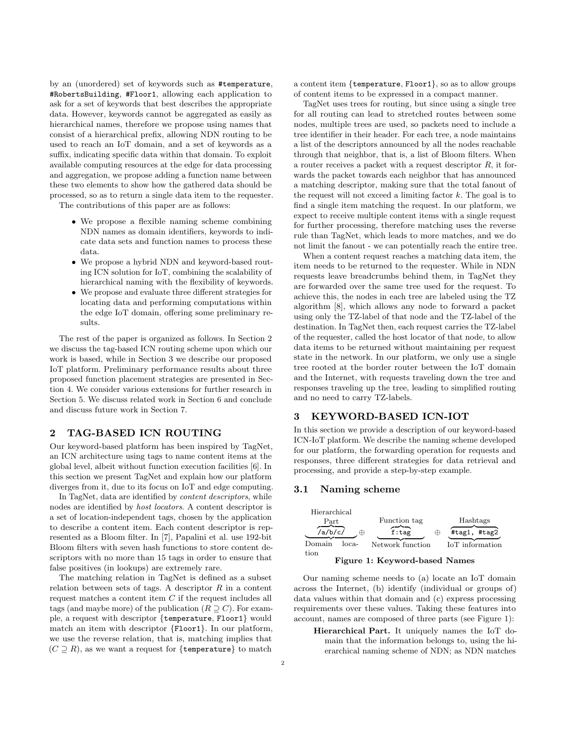by an (unordered) set of keywords such as #temperature, #RobertsBuilding, #Floor1, allowing each application to ask for a set of keywords that best describes the appropriate data. However, keywords cannot be aggregated as easily as hierarchical names, therefore we propose using names that consist of a hierarchical prefix, allowing NDN routing to be used to reach an IoT domain, and a set of keywords as a suffix, indicating specific data within that domain. To exploit available computing resources at the edge for data processing and aggregation, we propose adding a function name between these two elements to show how the gathered data should be processed, so as to return a single data item to the requester.

The contributions of this paper are as follows:

- We propose a flexible naming scheme combining NDN names as domain identifiers, keywords to indicate data sets and function names to process these data.
- We propose a hybrid NDN and keyword-based routing ICN solution for IoT, combining the scalability of hierarchical naming with the flexibility of keywords.
- We propose and evaluate three different strategies for locating data and performing computations within the edge IoT domain, offering some preliminary results.

The rest of the paper is organized as follows. In Section 2 we discuss the tag-based ICN routing scheme upon which our work is based, while in Section 3 we describe our proposed IoT platform. Preliminary performance results about three proposed function placement strategies are presented in Section 4. We consider various extensions for further research in Section 5. We discuss related work in Section 6 and conclude and discuss future work in Section 7.

## 2 TAG-BASED ICN ROUTING

Our keyword-based platform has been inspired by TagNet, an ICN architecture using tags to name content items at the global level, albeit without function execution facilities [6]. In this section we present TagNet and explain how our platform diverges from it, due to its focus on IoT and edge computing.

In TagNet, data are identified by *content descriptors*, while nodes are identified by *host locators*. A content descriptor is a set of location-independent tags, chosen by the application to describe a content item. Each content descriptor is represented as a Bloom filter. In [7], Papalini et al. use 192-bit Bloom filters with seven hash functions to store content descriptors with no more than 15 tags in order to ensure that false positives (in lookups) are extremely rare.

The matching relation in TagNet is defined as a subset relation between sets of tags. A descriptor $R$ in a content request matches a content item $C$ if the request includes all tags (and maybe more) of the publication ($R \supseteq C$). For example, a request with descriptor {temperature, Floor1} would match an item with descriptor {Floor1}. In our platform, we use the reverse relation, that is, matching implies that ($C \supseteq R$), as we want a request for {temperature} to match a content item {temperature, Floor1}, so as to allow groups of content items to be expressed in a compact manner.

TagNet uses trees for routing, but since using a single tree for all routing can lead to stretched routes between some nodes, multiple trees are used, so packets need to include a tree identifier in their header. For each tree, a node maintains a list of the descriptors announced by all the nodes reachable through that neighbor, that is, a list of Bloom filters. When a router receives a packet with a request descriptor $R$, it forwards the packet towards each neighbor that has announced a matching descriptor, making sure that the total fanout of the request will not exceed a limiting factor $k$. The goal is to find a single item matching the request. In our platform, we expect to receive multiple content items with a single request for further processing, therefore matching uses the reverse rule than TagNet, which leads to more matches, and we do not limit the fanout - we can potentially reach the entire tree.

When a content request reaches a matching data item, the item needs to be returned to the requester. While in NDN requests leave breadcrumbs behind them, in TagNet they are forwarded over the same tree used for the request. To achieve this, the nodes in each tree are labeled using the TZ algorithm [8], which allows any node to forward a packet using only the TZ-label of that node and the TZ-label of the destination. In TagNet then, each request carries the TZ-label of the requester, called the host locator of that node, to allow data items to be returned without maintaining per request state in the network. In our platform, we only use a single tree rooted at the border router between the IoT domain and the Internet, with requests traveling down the tree and responses traveling up the tree, leading to simplified routing and no need to carry TZ-labels.

## 3 KEYWORD-BASED ICN-IOT

In this section we provide a description of our keyword-based ICN-IoT platform. We describe the naming scheme developed for our platform, the forwarding operation for requests and responses, three different strategies for data retrieval and processing, and provide a step-by-step example.

### 3.1 Naming scheme

$$\underbrace{\overbrace{\texttt{/a/b/c/}}^{\text{Hierarchical Part}}}_{\text{Domain location}} \oplus \underbrace{\overbrace{\texttt{f:tag}}^{\text{Function tag}}}_{\text{Network function}} \oplus \underbrace{\overbrace{\texttt{\#tag1, \#tag2}}^{\text{Hashtags}}}_{\text{IoT information}}$$

**Figure 1: Keyword-based Names**

Our naming scheme needs to (a) locate an IoT domain across the Internet, (b) identify (individual or groups of) data values within that domain and (c) express processing requirements over these values. Taking these features into account, names are composed of three parts (see Figure 1):

**Hierarchical Part.** It uniquely names the IoT domain that the information belongs to, using the hierarchical naming scheme of NDN; as NDN matches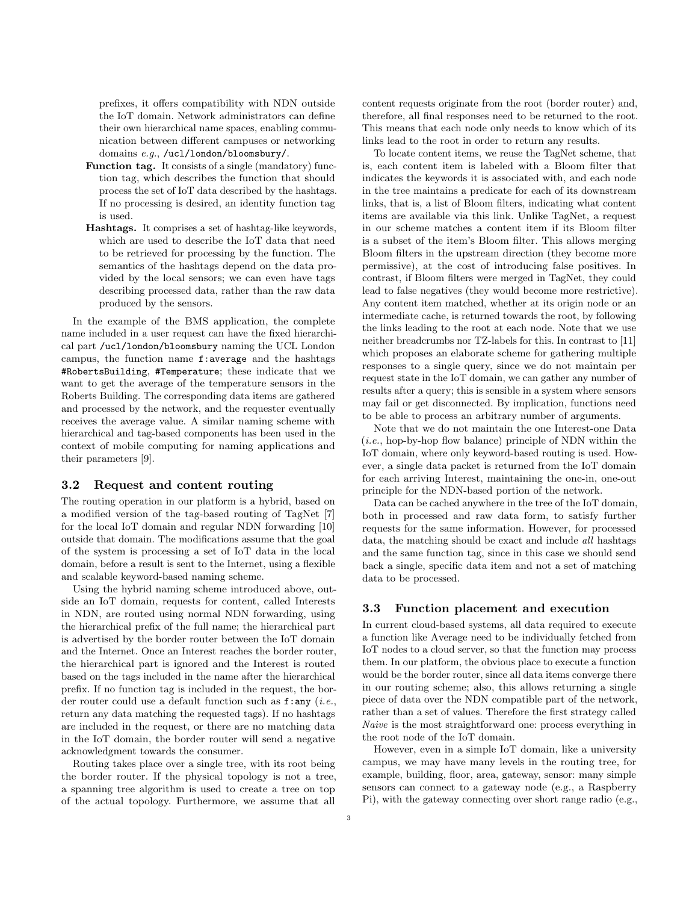prefixes, it offers compatibility with NDN outside the IoT domain. Network administrators can define their own hierarchical name spaces, enabling communication between different campuses or networking domains *e.g.*, `/ucl/london/bloomsbury/`.

**Function tag.** It consists of a single (mandatory) function tag, which describes the function that should process the set of IoT data described by the hashtags. If no processing is desired, an identity function tag is used.

**Hashtags.** It comprises a set of hashtag-like keywords, which are used to describe the IoT data that need to be retrieved for processing by the function. The semantics of the hashtags depend on the data provided by the local sensors; we can even have tags describing processed data, rather than the raw data produced by the sensors.

In the example of the BMS application, the complete name included in a user request can have the fixed hierarchical part `/ucl/london/bloomsbury` naming the UCL London campus, the function name `f:average` and the hashtags `#RobertsBuilding`, `#Temperature`; these indicate that we want to get the average of the temperature sensors in the Roberts Building. The corresponding data items are gathered and processed by the network, and the requester eventually receives the average value. A similar naming scheme with hierarchical and tag-based components has been used in the context of mobile computing for naming applications and their parameters [9].

### 3.2 Request and content routing

The routing operation in our platform is a hybrid, based on a modified version of the tag-based routing of TagNet [7] for the local IoT domain and regular NDN forwarding [10] outside that domain. The modifications assume that the goal of the system is processing a set of IoT data in the local domain, before a result is sent to the Internet, using a flexible and scalable keyword-based naming scheme.

Using the hybrid naming scheme introduced above, outside an IoT domain, requests for content, called Interests in NDN, are routed using normal NDN forwarding, using the hierarchical prefix of the full name; the hierarchical part is advertised by the border router between the IoT domain and the Internet. Once an Interest reaches the border router, the hierarchical part is ignored and the Interest is routed based on the tags included in the name after the hierarchical prefix. If no function tag is included in the request, the border router could use a default function such as `f:any` (*i.e.*, return any data matching the requested tags). If no hashtags are included in the request, or there are no matching data in the IoT domain, the border router will send a negative acknowledgment towards the consumer.

Routing takes place over a single tree, with its root being the border router. If the physical topology is not a tree, a spanning tree algorithm is used to create a tree on top of the actual topology. Furthermore, we assume that all content requests originate from the root (border router) and, therefore, all final responses need to be returned to the root. This means that each node only needs to know which of its links lead to the root in order to return any results.

To locate content items, we reuse the TagNet scheme, that is, each content item is labeled with a Bloom filter that indicates the keywords it is associated with, and each node in the tree maintains a predicate for each of its downstream links, that is, a list of Bloom filters, indicating what content items are available via this link. Unlike TagNet, a request in our scheme matches a content item if its Bloom filter is a subset of the item's Bloom filter. This allows merging Bloom filters in the upstream direction (they become more permissive), at the cost of introducing false positives. In contrast, if Bloom filters were merged in TagNet, they could lead to false negatives (they would become more restrictive). Any content item matched, whether at its origin node or an intermediate cache, is returned towards the root, by following the links leading to the root at each node. Note that we use neither breadcrumbs nor TZ-labels for this. In contrast to [11] which proposes an elaborate scheme for gathering multiple responses to a single query, since we do not maintain per request state in the IoT domain, we can gather any number of results after a query; this is sensible in a system where sensors may fail or get disconnected. By implication, functions need to be able to process an arbitrary number of arguments.

Note that we do not maintain the one Interest-one Data (*i.e.*, hop-by-hop flow balance) principle of NDN within the IoT domain, where only keyword-based routing is used. However, a single data packet is returned from the IoT domain for each arriving Interest, maintaining the one-in, one-out principle for the NDN-based portion of the network.

Data can be cached anywhere in the tree of the IoT domain, both in processed and raw data form, to satisfy further requests for the same information. However, for processed data, the matching should be exact and include *all* hashtags and the same function tag, since in this case we should send back a single, specific data item and not a set of matching data to be processed.

### 3.3 Function placement and execution

In current cloud-based systems, all data required to execute a function like Average need to be individually fetched from IoT nodes to a cloud server, so that the function may process them. In our platform, the obvious place to execute a function would be the border router, since all data items converge there in our routing scheme; also, this allows returning a single piece of data over the NDN compatible part of the network, rather than a set of values. Therefore the first strategy called *Naive* is the most straightforward one: process everything in the root node of the IoT domain.

However, even in a simple IoT domain, like a university campus, we may have many levels in the routing tree, for example, building, floor, area, gateway, sensor: many simple sensors can connect to a gateway node (e.g., a Raspberry Pi), with the gateway connecting over short range radio (e.g.,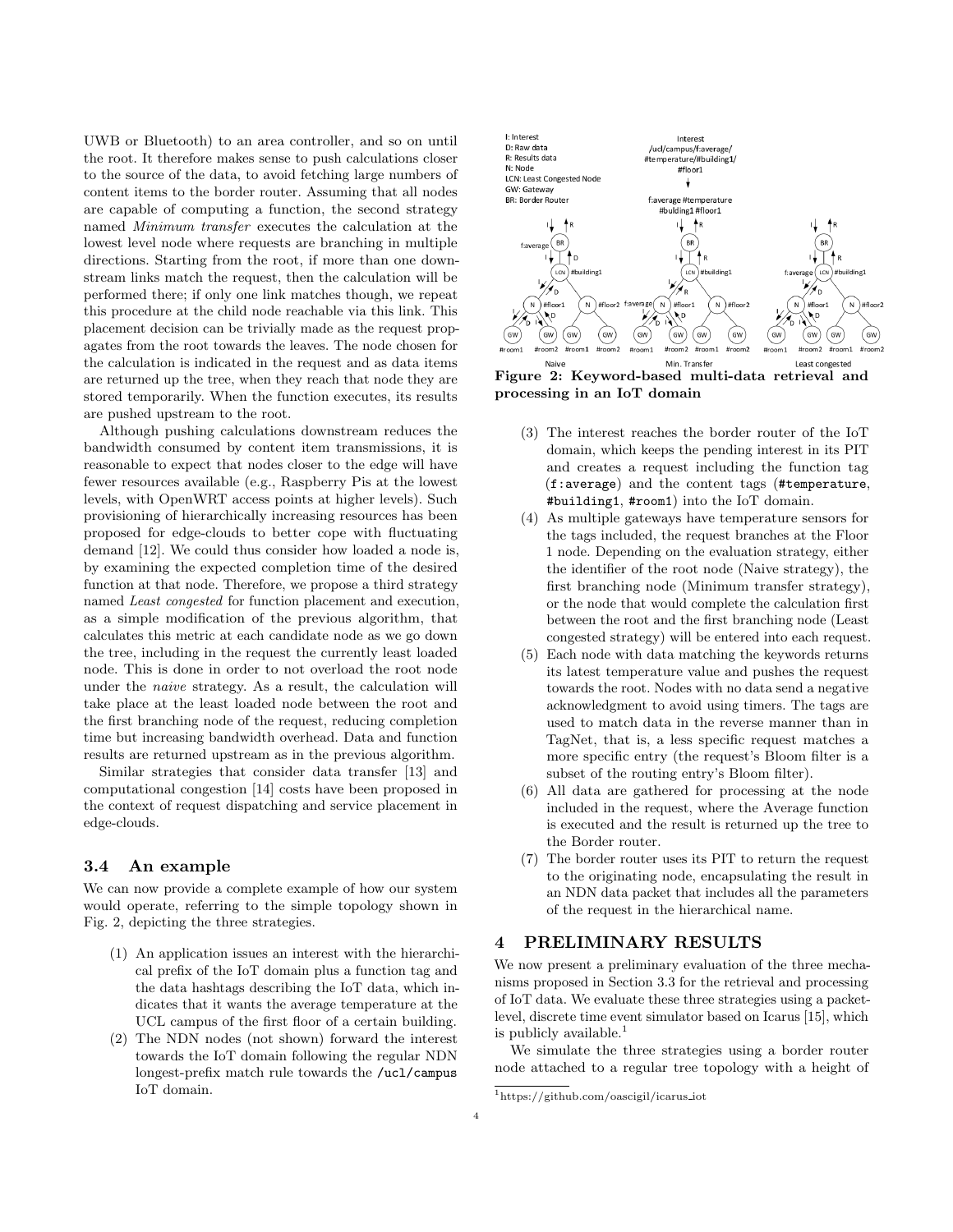UWB or Bluetooth) to an area controller, and so on until the root. It therefore makes sense to push calculations closer to the source of the data, to avoid fetching large numbers of content items to the border router. Assuming that all nodes are capable of computing a function, the second strategy named *Minimum transfer* executes the calculation at the lowest level node where requests are branching in multiple directions. Starting from the root, if more than one downstream links match the request, then the calculation will be performed there; if only one link matches though, we repeat this procedure at the child node reachable via this link. This placement decision can be trivially made as the request propagates from the root towards the leaves. The node chosen for the calculation is indicated in the request and as data items are returned up the tree, when they reach that node they are stored temporarily. When the function executes, its results are pushed upstream to the root.

Although pushing calculations downstream reduces the bandwidth consumed by content item transmissions, it is reasonable to expect that nodes closer to the edge will have fewer resources available (e.g., Raspberry Pis at the lowest levels, with OpenWRT access points at higher levels). Such provisioning of hierarchically increasing resources has been proposed for edge-clouds to better cope with fluctuating demand [12]. We could thus consider how loaded a node is, by examining the expected completion time of the desired function at that node. Therefore, we propose a third strategy named *Least congested* for function placement and execution, as a simple modification of the previous algorithm, that calculates this metric at each candidate node as we go down the tree, including in the request the currently least loaded node. This is done in order to not overload the root node under the *naive* strategy. As a result, the calculation will take place at the least loaded node between the root and the first branching node of the request, reducing completion time but increasing bandwidth overhead. Data and function results are returned upstream as in the previous algorithm.

Similar strategies that consider data transfer [13] and computational congestion [14] costs have been proposed in the context of request dispatching and service placement in edge-clouds.

### 3.4 An example

We can now provide a complete example of how our system would operate, referring to the simple topology shown in Fig. 2, depicting the three strategies.

(1) An application issues an interest with the hierarchical prefix of the IoT domain plus a function tag and the data hashtags describing the IoT data, which indicates that it wants the average temperature at the UCL campus of the first floor of a certain building.

(2) The NDN nodes (not shown) forward the interest towards the IoT domain following the regular NDN longest-prefix match rule towards the `/ucl/campus` IoT domain.

**Figure 2: Keyword-based multi-data retrieval and processing in an IoT domain**

(3) The interest reaches the border router of the IoT domain, which keeps the pending interest in its PIT and creates a request including the function tag (`f:average`) and the content tags (`#temperature`, `#building1`, `#room1`) into the IoT domain.

(4) As multiple gateways have temperature sensors for the tags included, the request branches at the Floor 1 node. Depending on the evaluation strategy, either the identifier of the root node (Naive strategy), the first branching node (Minimum transfer strategy), or the node that would complete the calculation first between the root and the first branching node (Least congested strategy) will be entered into each request.

(5) Each node with data matching the keywords returns its latest temperature value and pushes the request towards the root. Nodes with no data send a negative acknowledgment to avoid using timers. The tags are used to match data in the reverse manner than in TagNet, that is, a less specific request matches a more specific entry (the request's Bloom filter is a subset of the routing entry's Bloom filter).

(6) All data are gathered for processing at the node included in the request, where the Average function is executed and the result is returned up the tree to the Border router.

(7) The border router uses its PIT to return the request to the originating node, encapsulating the result in an NDN data packet that includes all the parameters of the request in the hierarchical name.

## 4 PRELIMINARY RESULTS

We now present a preliminary evaluation of the three mechanisms proposed in Section 3.3 for the retrieval and processing of IoT data. We evaluate these three strategies using a packet-level, discrete time event simulator based on Icarus [15], which is publicly available.[1]

We simulate the three strategies using a border router node attached to a regular tree topology with a height of

[1] https://github.com/oascigil/icarus_iot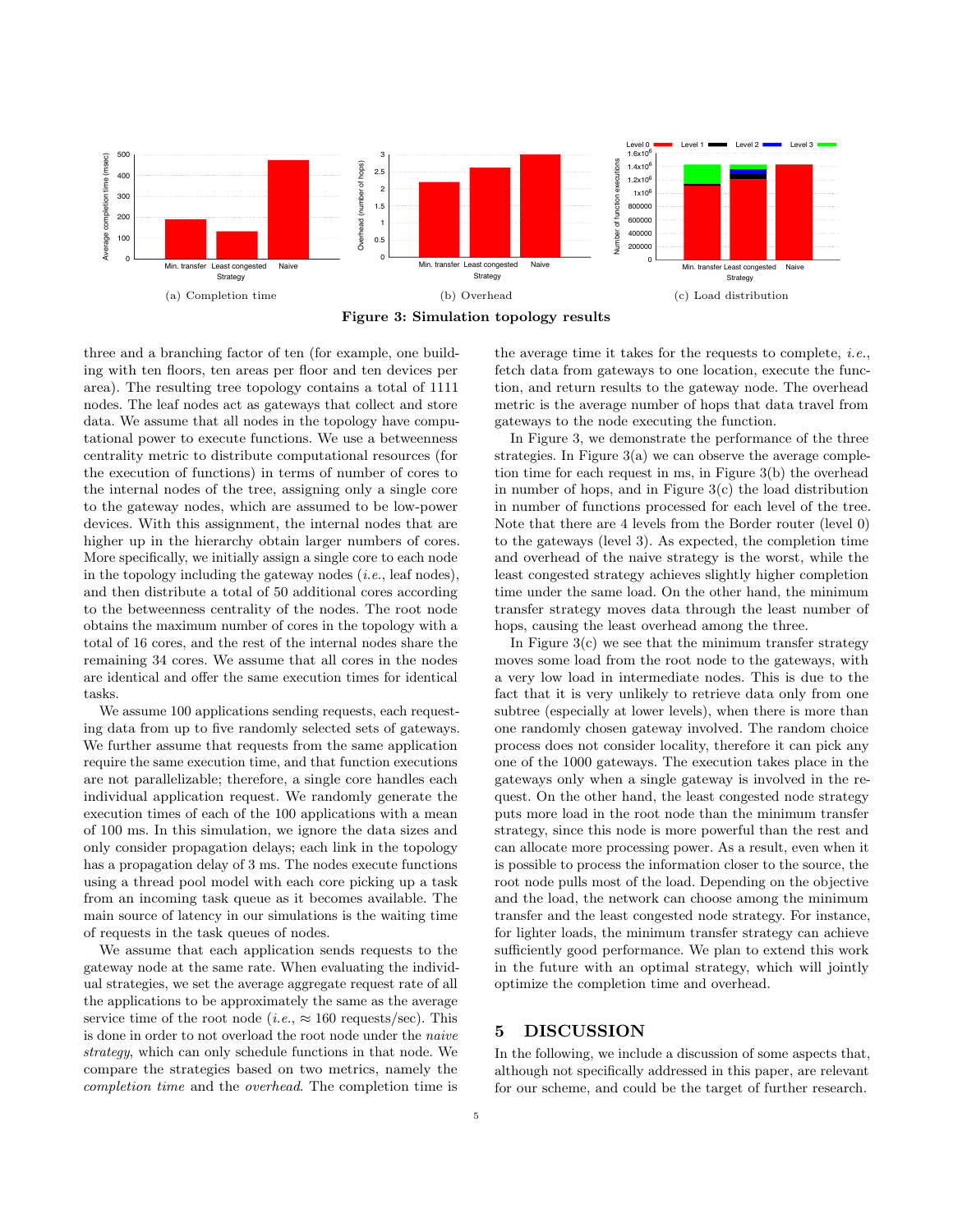(a) Completion time

(b) Overhead

(c) Load distribution

**Figure 3: Simulation topology results**

three and a branching factor of ten (for example, one building with ten floors, ten areas per floor and ten devices per area). The resulting tree topology contains a total of 1111 nodes. The leaf nodes act as gateways that collect and store data. We assume that all nodes in the topology have computational power to execute functions. We use a betweenness centrality metric to distribute computational resources (for the execution of functions) in terms of number of cores to the internal nodes of the tree, assigning only a single core to the gateway nodes, which are assumed to be low-power devices. With this assignment, the internal nodes that are higher up in the hierarchy obtain larger numbers of cores. More specifically, we initially assign a single core to each node in the topology including the gateway nodes (*i.e.*, leaf nodes), and then distribute a total of 50 additional cores according to the betweenness centrality of the nodes. The root node obtains the maximum number of cores in the topology with a total of 16 cores, and the rest of the internal nodes share the remaining 34 cores. We assume that all cores in the nodes are identical and offer the same execution times for identical tasks.

We assume 100 applications sending requests, each requesting data from up to five randomly selected sets of gateways. We further assume that requests from the same application require the same execution time, and that function executions are not parallelizable; therefore, a single core handles each individual application request. We randomly generate the execution times of each of the 100 applications with a mean of 100 ms. In this simulation, we ignore the data sizes and only consider propagation delays; each link in the topology has a propagation delay of 3 ms. The nodes execute functions using a thread pool model with each core picking up a task from an incoming task queue as it becomes available. The main source of latency in our simulations is the waiting time of requests in the task queues of nodes.

We assume that each application sends requests to the gateway node at the same rate. When evaluating the individual strategies, we set the average aggregate request rate of all the applications to be approximately the same as the average service time of the root node (*i.e.*, ≈ 160 requests/sec). This is done in order to not overload the root node under the *naive strategy*, which can only schedule functions in that node. We compare the strategies based on two metrics, namely the *completion time* and the *overhead*. The completion time is the average time it takes for the requests to complete, *i.e.*, fetch data from gateways to one location, execute the function, and return results to the gateway node. The overhead metric is the average number of hops that data travel from gateways to the node executing the function.

In Figure 3, we demonstrate the performance of the three strategies. In Figure 3(a) we can observe the average completion time for each request in ms, in Figure 3(b) the overhead in number of hops, and in Figure 3(c) the load distribution in number of functions processed for each level of the tree. Note that there are 4 levels from the Border router (level 0) to the gateways (level 3). As expected, the completion time and overhead of the naive strategy is the worst, while the least congested strategy achieves slightly higher completion time under the same load. On the other hand, the minimum transfer strategy moves data through the least number of hops, causing the least overhead among the three.

In Figure 3(c) we see that the minimum transfer strategy moves some load from the root node to the gateways, with a very low load in intermediate nodes. This is due to the fact that it is very unlikely to retrieve data only from one subtree (especially at lower levels), when there is more than one randomly chosen gateway involved. The random choice process does not consider locality, therefore it can pick any one of the 1000 gateways. The execution takes place in the gateways only when a single gateway is involved in the request. On the other hand, the least congested node strategy puts more load in the root node than the minimum transfer strategy, since this node is more powerful than the rest and can allocate more processing power. As a result, even when it is possible to process the information closer to the source, the root node pulls most of the load. Depending on the objective and the load, the network can choose among the minimum transfer and the least congested node strategy. For instance, for lighter loads, the minimum transfer strategy can achieve sufficiently good performance. We plan to extend this work in the future with an optimal strategy, which will jointly optimize the completion time and overhead.

## 5 DISCUSSION

In the following, we include a discussion of some aspects that, although not specifically addressed in this paper, are relevant for our scheme, and could be the target of further research.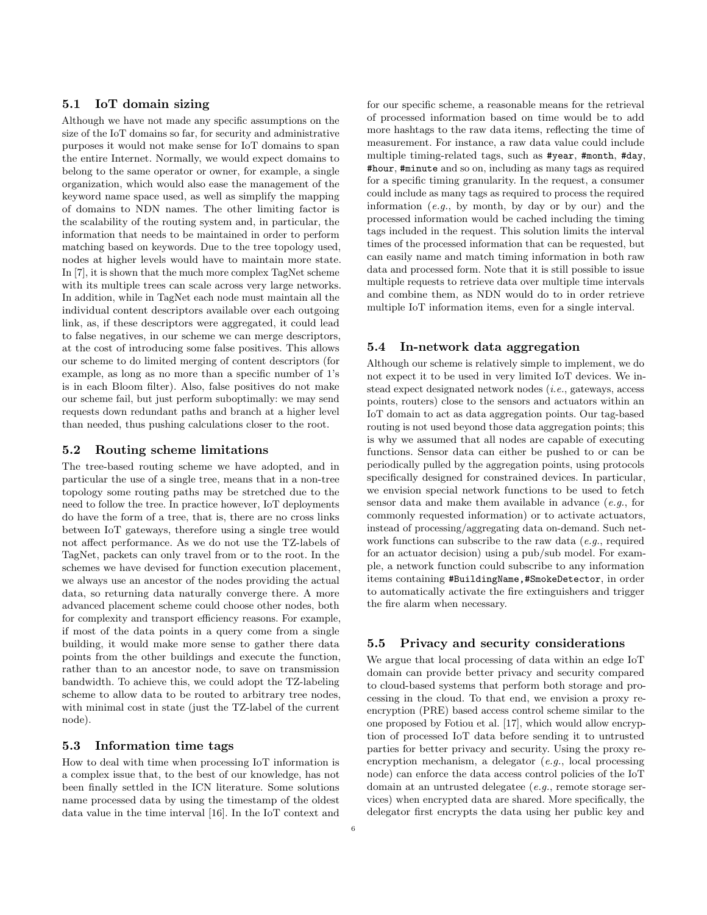### 5.1 IoT domain sizing

Although we have not made any specific assumptions on the size of the IoT domains so far, for security and administrative purposes it would not make sense for IoT domains to span the entire Internet. Normally, we would expect domains to belong to the same operator or owner, for example, a single organization, which would also ease the management of the keyword name space used, as well as simplify the mapping of domains to NDN names. The other limiting factor is the scalability of the routing system and, in particular, the information that needs to be maintained in order to perform matching based on keywords. Due to the tree topology used, nodes at higher levels would have to maintain more state. In [7], it is shown that the much more complex TagNet scheme with its multiple trees can scale across very large networks. In addition, while in TagNet each node must maintain all the individual content descriptors available over each outgoing link, as, if these descriptors were aggregated, it could lead to false negatives, in our scheme we can merge descriptors, at the cost of introducing some false positives. This allows our scheme to do limited merging of content descriptors (for example, as long as no more than a specific number of 1's is in each Bloom filter). Also, false positives do not make our scheme fail, but just perform suboptimally: we may send requests down redundant paths and branch at a higher level than needed, thus pushing calculations closer to the root.

### 5.2 Routing scheme limitations

The tree-based routing scheme we have adopted, and in particular the use of a single tree, means that in a non-tree topology some routing paths may be stretched due to the need to follow the tree. In practice however, IoT deployments do have the form of a tree, that is, there are no cross links between IoT gateways, therefore using a single tree would not affect performance. As we do not use the TZ-labels of TagNet, packets can only travel from or to the root. In the schemes we have devised for function execution placement, we always use an ancestor of the nodes providing the actual data, so returning data naturally converge there. A more advanced placement scheme could choose other nodes, both for complexity and transport efficiency reasons. For example, if most of the data points in a query come from a single building, it would make more sense to gather there data points from the other buildings and execute the function, rather than to an ancestor node, to save on transmission bandwidth. To achieve this, we could adopt the TZ-labeling scheme to allow data to be routed to arbitrary tree nodes, with minimal cost in state (just the TZ-label of the current node).

### 5.3 Information time tags

How to deal with time when processing IoT information is a complex issue that, to the best of our knowledge, has not been finally settled in the ICN literature. Some solutions name processed data by using the timestamp of the oldest data value in the time interval [16]. In the IoT context and for our specific scheme, a reasonable means for the retrieval of processed information based on time would be to add more hashtags to the raw data items, reflecting the time of measurement. For instance, a raw data value could include multiple timing-related tags, such as `#year`, `#month`, `#day`, `#hour`, `#minute` and so on, including as many tags as required for a specific timing granularity. In the request, a consumer could include as many tags as required to process the required information (*e.g.*, by month, by day or by our) and the processed information would be cached including the timing tags included in the request. This solution limits the interval times of the processed information that can be requested, but can easily name and match timing information in both raw data and processed form. Note that it is still possible to issue multiple requests to retrieve data over multiple time intervals and combine them, as NDN would do to in order retrieve multiple IoT information items, even for a single interval.

### 5.4 In-network data aggregation

Although our scheme is relatively simple to implement, we do not expect it to be used in very limited IoT devices. We instead expect designated network nodes (*i.e.*, gateways, access points, routers) close to the sensors and actuators within an IoT domain to act as data aggregation points. Our tag-based routing is not used beyond those data aggregation points; this is why we assumed that all nodes are capable of executing functions. Sensor data can either be pushed to or can be periodically pulled by the aggregation points, using protocols specifically designed for constrained devices. In particular, we envision special network functions to be used to fetch sensor data and make them available in advance (*e.g.*, for commonly requested information) or to activate actuators, instead of processing/aggregating data on-demand. Such network functions can subscribe to the raw data (*e.g.*, required for an actuator decision) using a pub/sub model. For example, a network function could subscribe to any information items containing `#BuildingName,#SmokeDetector`, in order to automatically activate the fire extinguishers and trigger the fire alarm when necessary.

### 5.5 Privacy and security considerations

We argue that local processing of data within an edge IoT domain can provide better privacy and security compared to cloud-based systems that perform both storage and processing in the cloud. To that end, we envision a proxy re-encryption (PRE) based access control scheme similar to the one proposed by Fotiou et al. [17], which would allow encryption of processed IoT data before sending it to untrusted parties for better privacy and security. Using the proxy re-encryption mechanism, a delegator (*e.g.*, local processing node) can enforce the data access control policies of the IoT domain at an untrusted delegatee (*e.g.*, remote storage services) when encrypted data are shared. More specifically, the delegator first encrypts the data using her public key and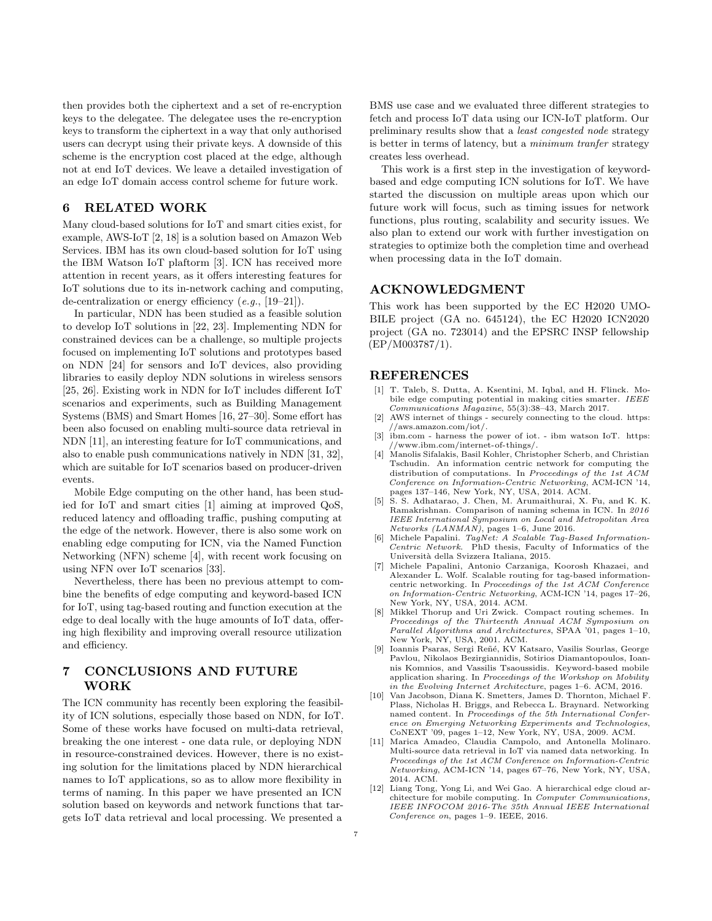then provides both the ciphertext and a set of re-encryption keys to the delegatee. The delegatee uses the re-encryption keys to transform the ciphertext in a way that only authorised users can decrypt using their private keys. A downside of this scheme is the encryption cost placed at the edge, although not at end IoT devices. We leave a detailed investigation of an edge IoT domain access control scheme for future work.

## 6 RELATED WORK

Many cloud-based solutions for IoT and smart cities exist, for example, AWS-IoT [2, 18] is a solution based on Amazon Web Services. IBM has its own cloud-based solution for IoT using the IBM Watson IoT plaftorm [3]. ICN has received more attention in recent years, as it offers interesting features for IoT solutions due to its in-network caching and computing, de-centralization or energy efficiency (*e.g.*, [19–21]).

In particular, NDN has been studied as a feasible solution to develop IoT solutions in [22, 23]. Implementing NDN for constrained devices can be a challenge, so multiple projects focused on implementing IoT solutions and prototypes based on NDN [24] for sensors and IoT devices, also providing libraries to easily deploy NDN solutions in wireless sensors [25, 26]. Existing work in NDN for IoT includes different IoT scenarios and experiments, such as Building Management Systems (BMS) and Smart Homes [16, 27–30]. Some effort has been also focused on enabling multi-source data retrieval in NDN [11], an interesting feature for IoT communications, and also to enable push communications natively in NDN [31, 32], which are suitable for IoT scenarios based on producer-driven events.

Mobile Edge computing on the other hand, has been studied for IoT and smart cities [1] aiming at improved QoS, reduced latency and offloading traffic, pushing computing at the edge of the network. However, there is also some work on enabling edge computing for ICN, via the Named Function Networking (NFN) scheme [4], with recent work focusing on using NFN over IoT scenarios [33].

Nevertheless, there has been no previous attempt to combine the benefits of edge computing and keyword-based ICN for IoT, using tag-based routing and function execution at the edge to deal locally with the huge amounts of IoT data, offering high flexibility and improving overall resource utilization and efficiency.

## 7 CONCLUSIONS AND FUTURE WORK

The ICN community has recently been exploring the feasibility of ICN solutions, especially those based on NDN, for IoT. Some of these works have focused on multi-data retrieval, breaking the one interest - one data rule, or deploying NDN in resource-constrained devices. However, there is no existing solution for the limitations placed by NDN hierarchical names to IoT applications, so as to allow more flexibility in terms of naming. In this paper we have presented an ICN solution based on keywords and network functions that targets IoT data retrieval and local processing. We presented a BMS use case and we evaluated three different strategies to fetch and process IoT data using our ICN-IoT platform. Our preliminary results show that a *least congested node* strategy is better in terms of latency, but a *minimum tranfer* strategy creates less overhead.

This work is a first step in the investigation of keyword-based and edge computing ICN solutions for IoT. We have started the discussion on multiple areas upon which our future work will focus, such as timing issues for network functions, plus routing, scalability and security issues. We also plan to extend our work with further investigation on strategies to optimize both the completion time and overhead when processing data in the IoT domain.

## ACKNOWLEDGMENT

This work has been supported by the EC H2020 UMOBILE project (GA no. 645124), the EC H2020 ICN2020 project (GA no. 723014) and the EPSRC INSP fellowship (EP/M003787/1).

## REFERENCES

[1] T. Taleb, S. Dutta, A. Ksentini, M. Iqbal, and H. Flinck. Mobile edge computing potential in making cities smarter. *IEEE Communications Magazine*, 55(3):38–43, March 2017.

[2] AWS internet of things - securely connecting to the cloud. https://aws.amazon.com/iot/.

[3] ibm.com - harness the power of iot. - ibm watson IoT. https://www.ibm.com/internet-of-things/.

[4] Manolis Sifalakis, Basil Kohler, Christopher Scherb, and Christian Tschudin. An information centric network for computing the distribution of computations. In *Proceedings of the 1st ACM Conference on Information-Centric Networking*, ACM-ICN '14, pages 137–146, New York, NY, USA, 2014. ACM.

[5] S. S. Adhatarao, J. Chen, M. Arumaithurai, X. Fu, and K. K. Ramakrishnan. Comparison of naming schema in ICN. In *2016 IEEE International Symposium on Local and Metropolitan Area Networks (LANMAN)*, pages 1–6, June 2016.

[6] Michele Papalini. *TagNet: A Scalable Tag-Based Information-Centric Network*. PhD thesis, Faculty of Informatics of the Università della Svizzera Italiana, 2015.

[7] Michele Papalini, Antonio Carzaniga, Koorosh Khazaei, and Alexander L. Wolf. Scalable routing for tag-based information-centric networking. In *Proceedings of the 1st ACM Conference on Information-Centric Networking*, ACM-ICN '14, pages 17–26, New York, NY, USA, 2014. ACM.

[8] Mikkel Thorup and Uri Zwick. Compact routing schemes. In *Proceedings of the Thirteenth Annual ACM Symposium on Parallel Algorithms and Architectures*, SPAA '01, pages 1–10, New York, NY, USA, 2001. ACM.

[9] Ioannis Psaras, Sergi Reñé, KV Katsaro, Vasilis Sourlas, George Pavlou, Nikolaos Bezirgiannidis, Sotirios Diamantopoulos, Ioannis Komnios, and Vassilis Tsaoussidis. Keyword-based mobile application sharing. In *Proceedings of the Workshop on Mobility in the Evolving Internet Architecture*, pages 1–6. ACM, 2016.

[10] Van Jacobson, Diana K. Smetters, James D. Thornton, Michael F. Plass, Nicholas H. Briggs, and Rebecca L. Braynard. Networking named content. In *Proceedings of the 5th International Conference on Emerging Networking Experiments and Technologies*, CoNEXT '09, pages 1–12, New York, NY, USA, 2009. ACM.

[11] Marica Amadeo, Claudia Campolo, and Antonella Molinaro. Multi-source data retrieval in IoT via named data networking. In *Proceedings of the 1st ACM Conference on Information-Centric Networking*, ACM-ICN '14, pages 67–76, New York, NY, USA, 2014. ACM.

[12] Liang Tong, Yong Li, and Wei Gao. A hierarchical edge cloud architecture for mobile computing. In *Computer Communications, IEEE INFOCOM 2016-The 35th Annual IEEE International Conference on*, pages 1–9. IEEE, 2016.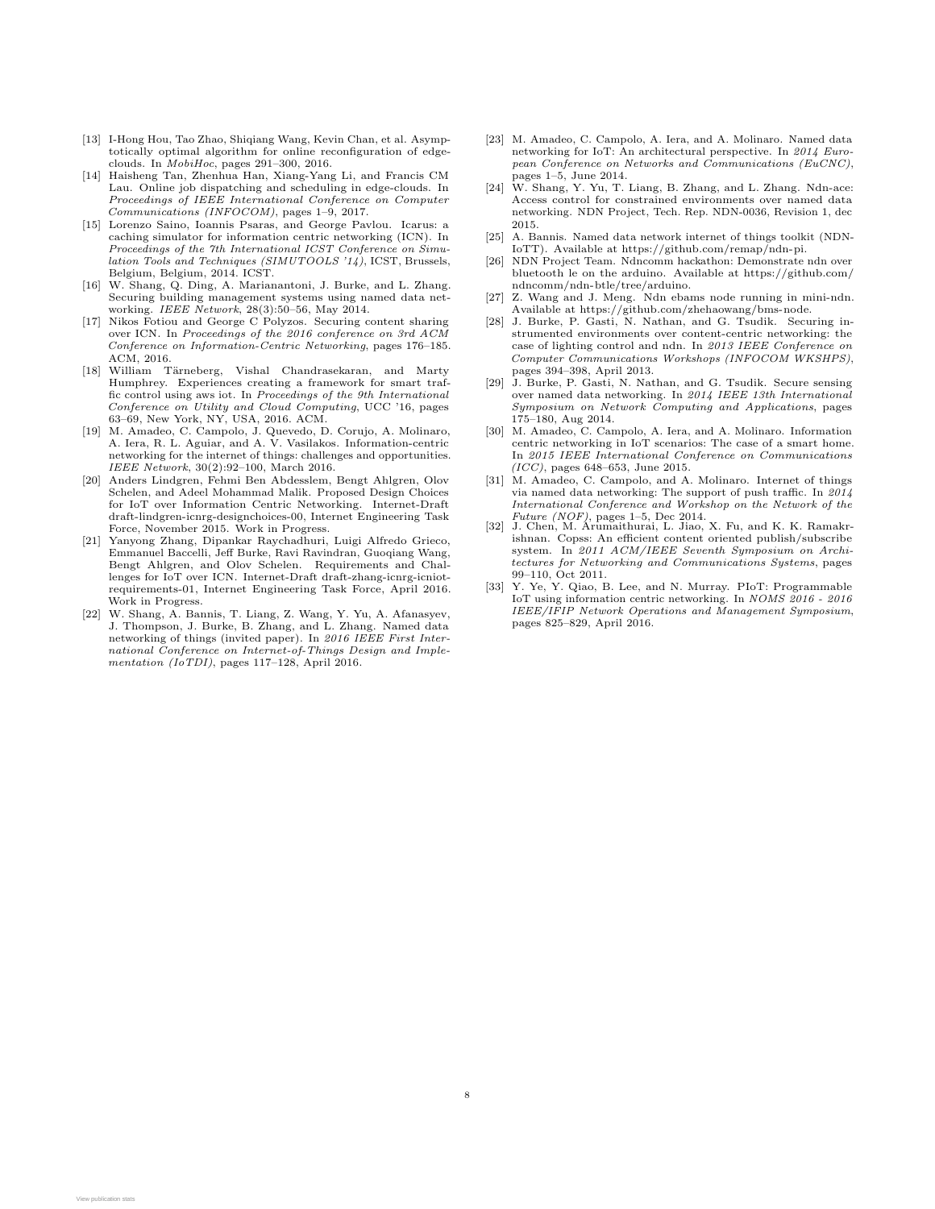[13] I-Hong Hou, Tao Zhao, Shiqiang Wang, Kevin Chan, et al. Asymptotically optimal algorithm for online reconfiguration of edge-clouds. In *MobiHoc*, pages 291–300, 2016.

[14] Haisheng Tan, Zhenhua Han, Xiang-Yang Li, and Francis CM Lau. Online job dispatching and scheduling in edge-clouds. In *Proceedings of IEEE International Conference on Computer Communications (INFOCOM)*, pages 1–9, 2017.

[15] Lorenzo Saino, Ioannis Psaras, and George Pavlou. Icarus: a caching simulator for information centric networking (ICN). In *Proceedings of the 7th International ICST Conference on Simulation Tools and Techniques (SIMUTOOLS '14)*, ICST, Brussels, Belgium, Belgium, 2014. ICST.

[16] W. Shang, Q. Ding, A. Marianantoni, J. Burke, and L. Zhang. Securing building management systems using named data networking. *IEEE Network*, 28(3):50–56, May 2014.

[17] Nikos Fotiou and George C Polyzos. Securing content sharing over ICN. In *Proceedings of the 2016 conference on 3rd ACM Conference on Information-Centric Networking*, pages 176–185. ACM, 2016.

[18] William Tärneberg, Vishal Chandrasekaran, and Marty Humphrey. Experiences creating a framework for smart traffic control using aws iot. In *Proceedings of the 9th International Conference on Utility and Cloud Computing*, UCC '16, pages 63–69, New York, NY, USA, 2016. ACM.

[19] M. Amadeo, C. Campolo, J. Quevedo, D. Corujo, A. Molinaro, A. Iera, R. L. Aguiar, and A. V. Vasilakos. Information-centric networking for the internet of things: challenges and opportunities. *IEEE Network*, 30(2):92–100, March 2016.

[20] Anders Lindgren, Fehmi Ben Abdesslem, Bengt Ahlgren, Olov Schelen, and Adeel Mohammad Malik. Proposed Design Choices for IoT over Information Centric Networking. Internet-Draft draft-lindgren-icnrg-designchoices-00, Internet Engineering Task Force, November 2015. Work in Progress.

[21] Yanyong Zhang, Dipankar Raychadhuri, Luigi Alfredo Grieco, Emmanuel Baccelli, Jeff Burke, Ravi Ravindran, Guoqiang Wang, Bengt Ahlgren, and Olov Schelen. Requirements and Challenges for IoT over ICN. Internet-Draft draft-zhang-icnrg-icniot-requirements-01, Internet Engineering Task Force, April 2016. Work in Progress.

[22] W. Shang, A. Bannis, T. Liang, Z. Wang, Y. Yu, A. Afanasyev, J. Thompson, J. Burke, B. Zhang, and L. Zhang. Named data networking of things (invited paper). In *2016 IEEE First International Conference on Internet-of-Things Design and Implementation (IoTDI)*, pages 117–128, April 2016.

[23] M. Amadeo, C. Campolo, A. Iera, and A. Molinaro. Named data networking for IoT: An architectural perspective. In *2014 European Conference on Networks and Communications (EuCNC)*, pages 1–5, June 2014.

[24] W. Shang, Y. Yu, T. Liang, B. Zhang, and L. Zhang. Ndn-ace: Access control for constrained environments over named data networking. NDN Project, Tech. Rep. NDN-0036, Revision 1, dec 2015.

[25] A. Bannis. Named data network internet of things toolkit (NDN-IoTT). Available at https://github.com/remap/ndn-pi.

[26] NDN Project Team. Ndncomm hackathon: Demonstrate ndn over bluetooth le on the arduino. Available at https://github.com/ndncomm/ndn-btle/tree/arduino.

[27] Z. Wang and J. Meng. Ndn ebams node running in mini-ndn. Available at https://github.com/zhehaowang/bms-node.

[28] J. Burke, P. Gasti, N. Nathan, and G. Tsudik. Securing instrumented environments over content-centric networking: the case of lighting control and ndn. In *2013 IEEE Conference on Computer Communications Workshops (INFOCOM WKSHPS)*, pages 394–398, April 2013.

[29] J. Burke, P. Gasti, N. Nathan, and G. Tsudik. Secure sensing over named data networking. In *2014 IEEE 13th International Symposium on Network Computing and Applications*, pages 175–180, Aug 2014.

[30] M. Amadeo, C. Campolo, A. Iera, and A. Molinaro. Information centric networking in IoT scenarios: The case of a smart home. In *2015 IEEE International Conference on Communications (ICC)*, pages 648–653, June 2015.

[31] M. Amadeo, C. Campolo, and A. Molinaro. Internet of things via named data networking: The support of push traffic. In *2014 International Conference and Workshop on the Network of the Future (NOF)*, pages 1–5, Dec 2014.

[32] J. Chen, M. Arumaithurai, L. Jiao, X. Fu, and K. K. Ramakrishnan. Copss: An efficient content oriented publish/subscribe system. In *2011 ACM/IEEE Seventh Symposium on Architectures for Networking and Communications Systems*, pages 99–110, Oct 2011.

[33] Y. Ye, Y. Qiao, B. Lee, and N. Murray. PIoT: Programmable IoT using information centric networking. In *NOMS 2016 - 2016 IEEE/IFIP Network Operations and Management Symposium*, pages 825–829, April 2016.